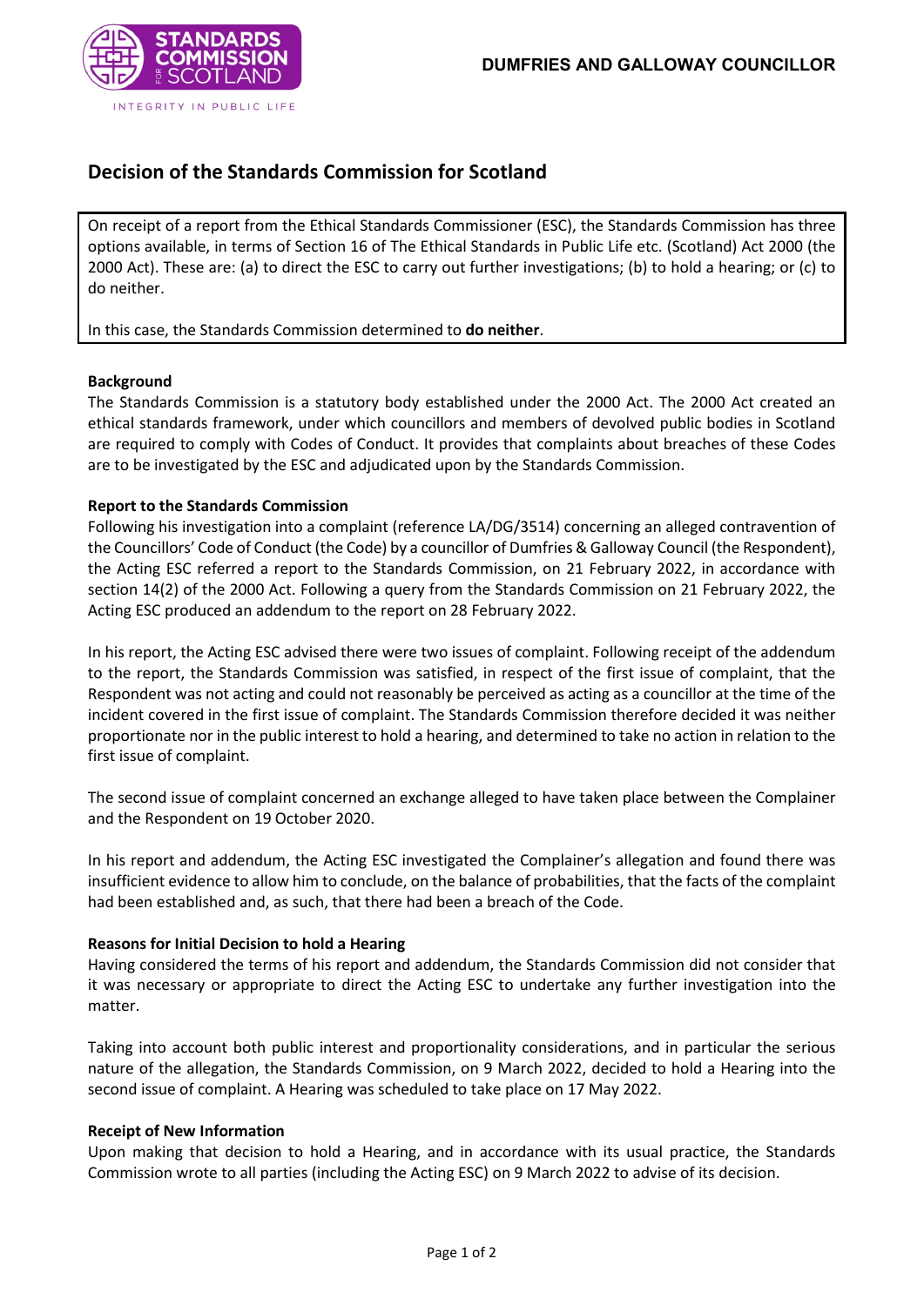**DUMFRIES AND GALLOWAY COUNCILLOR**

# Decision of the Standards Commission for Scotland

On receipt of a report from the Ethical Standards Commissioner (ESC), the Standards Commission has three options available, in terms of Section 16 of The Ethical Standards in Public Life etc. (Scotland) Act 2000 (the 2000 Act). These are: (a) to direct the ESC to carry out further investigations; (b) to hold a hearing; or (c) to do neither.

In this case, the Standards Commission determined to **do neither**.

**Background**

The Standards Commission is a statutory body established under the 2000 Act. The 2000 Act created an ethical standards framework, under which councillors and members of devolved public bodies in Scotland are required to comply with Codes of Conduct. It provides that complaints about breaches of these Codes are to be investigated by the ESC and adjudicated upon by the Standards Commission.

**Report to the Standards Commission**

Following his investigation into a complaint (reference LA/DG/3514) concerning an alleged contravention of the Councillors' Code of Conduct (the Code) by a councillor of Dumfries & Galloway Council (the Respondent), the Acting ESC referred a report to the Standards Commission, on 21 February 2022, in accordance with section 14(2) of the 2000 Act. Following a query from the Standards Commission on 21 February 2022, the Acting ESC produced an addendum to the report on 28 February 2022.

In his report, the Acting ESC advised there were two issues of complaint. Following receipt of the addendum to the report, the Standards Commission was satisfied, in respect of the first issue of complaint, that the Respondent was not acting and could not reasonably be perceived as acting as a councillor at the time of the incident covered in the first issue of complaint. The Standards Commission therefore decided it was neither proportionate nor in the public interest to hold a hearing, and determined to take no action in relation to the first issue of complaint.

The second issue of complaint concerned an exchange alleged to have taken place between the Complainer and the Respondent on 19 October 2020.

In his report and addendum, the Acting ESC investigated the Complainer's allegation and found there was insufficient evidence to allow him to conclude, on the balance of probabilities, that the facts of the complaint had been established and, as such, that there had been a breach of the Code.

**Reasons for Initial Decision to hold a Hearing**

Having considered the terms of his report and addendum, the Standards Commission did not consider that it was necessary or appropriate to direct the Acting ESC to undertake any further investigation into the matter.

Taking into account both public interest and proportionality considerations, and in particular the serious nature of the allegation, the Standards Commission, on 9 March 2022, decided to hold a Hearing into the second issue of complaint. A Hearing was scheduled to take place on 17 May 2022.

**Receipt of New Information**

Upon making that decision to hold a Hearing, and in accordance with its usual practice, the Standards Commission wrote to all parties (including the Acting ESC) on 9 March 2022 to advise of its decision.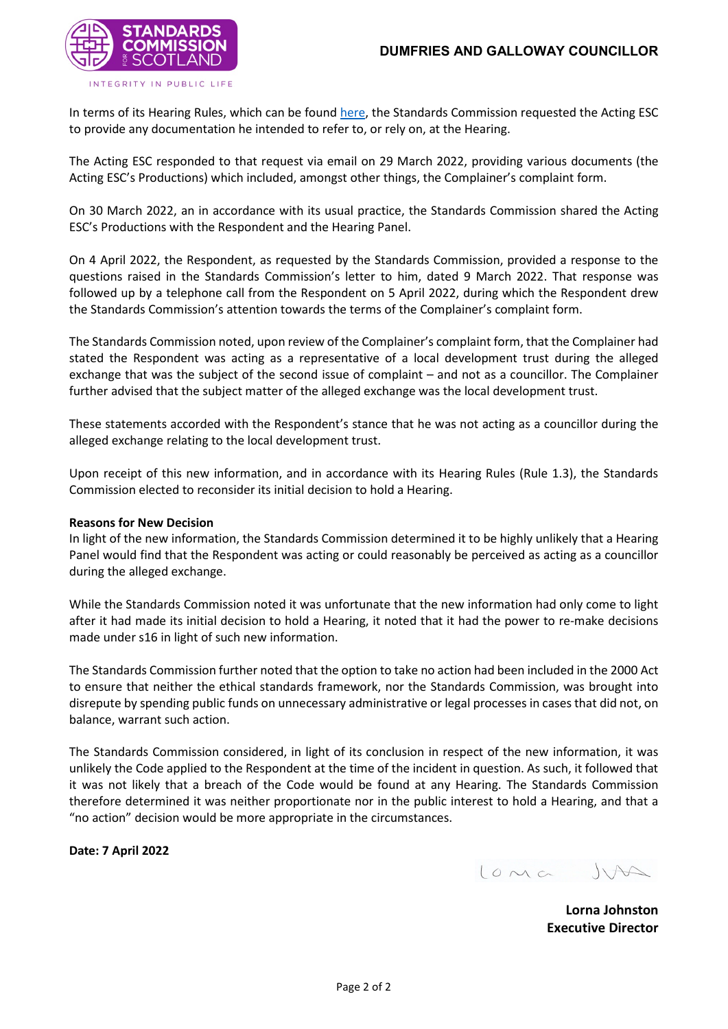In terms of its Hearing Rules, which can be found here, the Standards Commission requested the Acting ESC to provide any documentation he intended to refer to, or rely on, at the Hearing.

The Acting ESC responded to that request via email on 29 March 2022, providing various documents (the Acting ESC's Productions) which included, amongst other things, the Complainer's complaint form.

On 30 March 2022, an in accordance with its usual practice, the Standards Commission shared the Acting ESC's Productions with the Respondent and the Hearing Panel.

On 4 April 2022, the Respondent, as requested by the Standards Commission, provided a response to the questions raised in the Standards Commission's letter to him, dated 9 March 2022. That response was followed up by a telephone call from the Respondent on 5 April 2022, during which the Respondent drew the Standards Commission's attention towards the terms of the Complainer's complaint form.

The Standards Commission noted, upon review of the Complainer's complaint form, that the Complainer had stated the Respondent was acting as a representative of a local development trust during the alleged exchange that was the subject of the second issue of complaint – and not as a councillor. The Complainer further advised that the subject matter of the alleged exchange was the local development trust.

These statements accorded with the Respondent's stance that he was not acting as a councillor during the alleged exchange relating to the local development trust.

Upon receipt of this new information, and in accordance with its Hearing Rules (Rule 1.3), the Standards Commission elected to reconsider its initial decision to hold a Hearing.

**Reasons for New Decision**

In light of the new information, the Standards Commission determined it to be highly unlikely that a Hearing Panel would find that the Respondent was acting or could reasonably be perceived as acting as a councillor during the alleged exchange.

While the Standards Commission noted it was unfortunate that the new information had only come to light after it had made its initial decision to hold a Hearing, it noted that it had the power to re-make decisions made under s16 in light of such new information.

The Standards Commission further noted that the option to take no action had been included in the 2000 Act to ensure that neither the ethical standards framework, nor the Standards Commission, was brought into disrepute by spending public funds on unnecessary administrative or legal processes in cases that did not, on balance, warrant such action.

The Standards Commission considered, in light of its conclusion in respect of the new information, it was unlikely the Code applied to the Respondent at the time of the incident in question. As such, it followed that it was not likely that a breach of the Code would be found at any Hearing. The Standards Commission therefore determined it was neither proportionate nor in the public interest to hold a Hearing, and that a "no action" decision would be more appropriate in the circumstances.

**Date: 7 April 2022**

**Lorna Johnston**
**Executive Director**